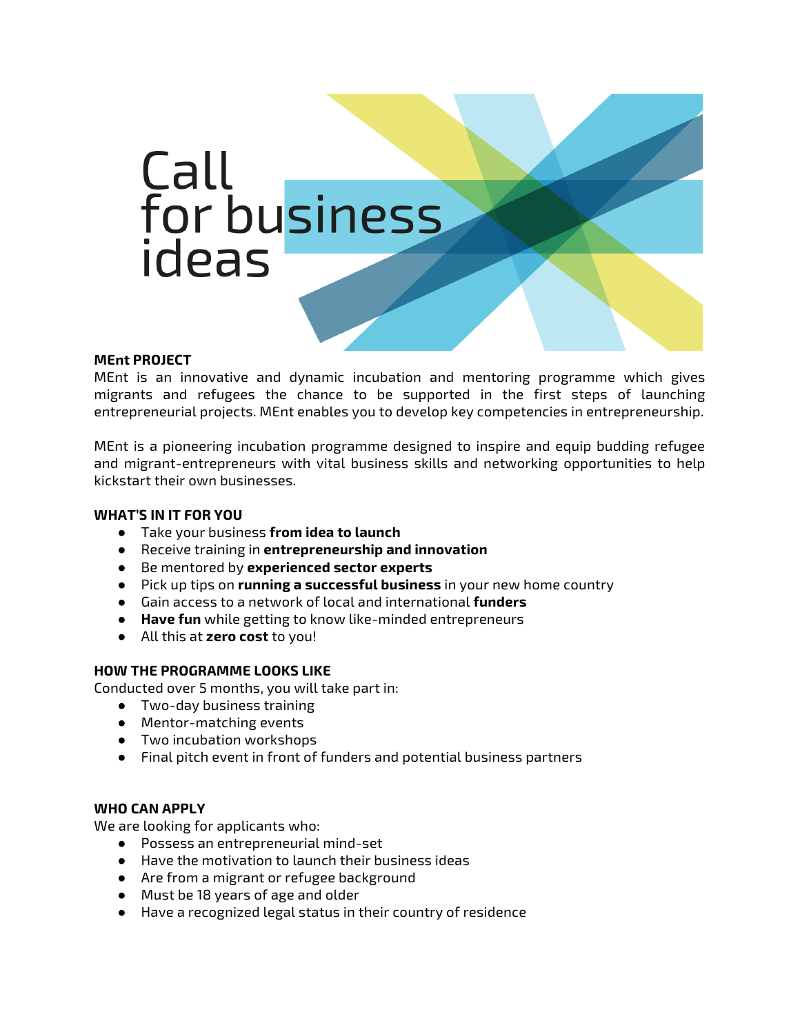# Call for business ideas

**MEnt PROJECT**

MEnt is an innovative and dynamic incubation and mentoring programme which gives migrants and refugees the chance to be supported in the first steps of launching entrepreneurial projects. MEnt enables you to develop key competencies in entrepreneurship.

MEnt is a pioneering incubation programme designed to inspire and equip budding refugee and migrant-entrepreneurs with vital business skills and networking opportunities to help kickstart their own businesses.

**WHAT'S IN IT FOR YOU**

- Take your business **from idea to launch**
- Receive training in **entrepreneurship and innovation**
- Be mentored by **experienced sector experts**
- Pick up tips on **running a successful business** in your new home country
- Gain access to a network of local and international **funders**
- **Have fun** while getting to know like-minded entrepreneurs
- All this at **zero cost** to you!

**HOW THE PROGRAMME LOOKS LIKE**

Conducted over 5 months, you will take part in:

- Two-day business training
- Mentor-matching events
- Two incubation workshops
- Final pitch event in front of funders and potential business partners

**WHO CAN APPLY**

We are looking for applicants who:

- Possess an entrepreneurial mind-set
- Have the motivation to launch their business ideas
- Are from a migrant or refugee background
- Must be 18 years of age and older
- Have a recognized legal status in their country of residence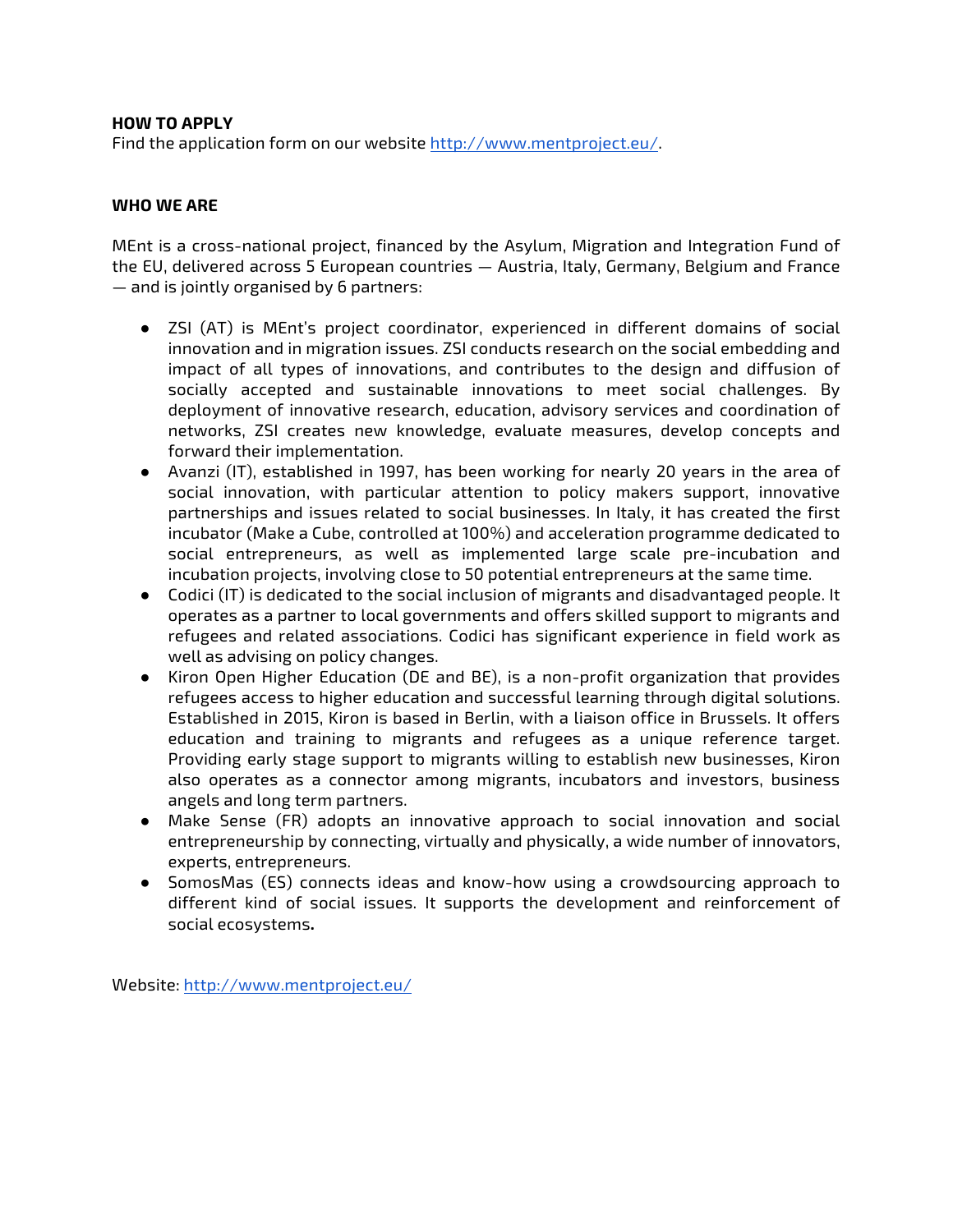**HOW TO APPLY**
Find the application form on our website http://www.mentproject.eu/.

**WHO WE ARE**

MEnt is a cross-national project, financed by the Asylum, Migration and Integration Fund of the EU, delivered across 5 European countries — Austria, Italy, Germany, Belgium and France — and is jointly organised by 6 partners:

- ZSI (AT) is MEnt's project coordinator, experienced in different domains of social innovation and in migration issues. ZSI conducts research on the social embedding and impact of all types of innovations, and contributes to the design and diffusion of socially accepted and sustainable innovations to meet social challenges. By deployment of innovative research, education, advisory services and coordination of networks, ZSI creates new knowledge, evaluate measures, develop concepts and forward their implementation.
- Avanzi (IT), established in 1997, has been working for nearly 20 years in the area of social innovation, with particular attention to policy makers support, innovative partnerships and issues related to social businesses. In Italy, it has created the first incubator (Make a Cube, controlled at 100%) and acceleration programme dedicated to social entrepreneurs, as well as implemented large scale pre-incubation and incubation projects, involving close to 50 potential entrepreneurs at the same time.
- Codici (IT) is dedicated to the social inclusion of migrants and disadvantaged people. It operates as a partner to local governments and offers skilled support to migrants and refugees and related associations. Codici has significant experience in field work as well as advising on policy changes.
- Kiron Open Higher Education (DE and BE), is a non-profit organization that provides refugees access to higher education and successful learning through digital solutions. Established in 2015, Kiron is based in Berlin, with a liaison office in Brussels. It offers education and training to migrants and refugees as a unique reference target. Providing early stage support to migrants willing to establish new businesses, Kiron also operates as a connector among migrants, incubators and investors, business angels and long term partners.
- Make Sense (FR) adopts an innovative approach to social innovation and social entrepreneurship by connecting, virtually and physically, a wide number of innovators, experts, entrepreneurs.
- SomosMas (ES) connects ideas and know-how using a crowdsourcing approach to different kind of social issues. It supports the development and reinforcement of social ecosystems.

Website: http://www.mentproject.eu/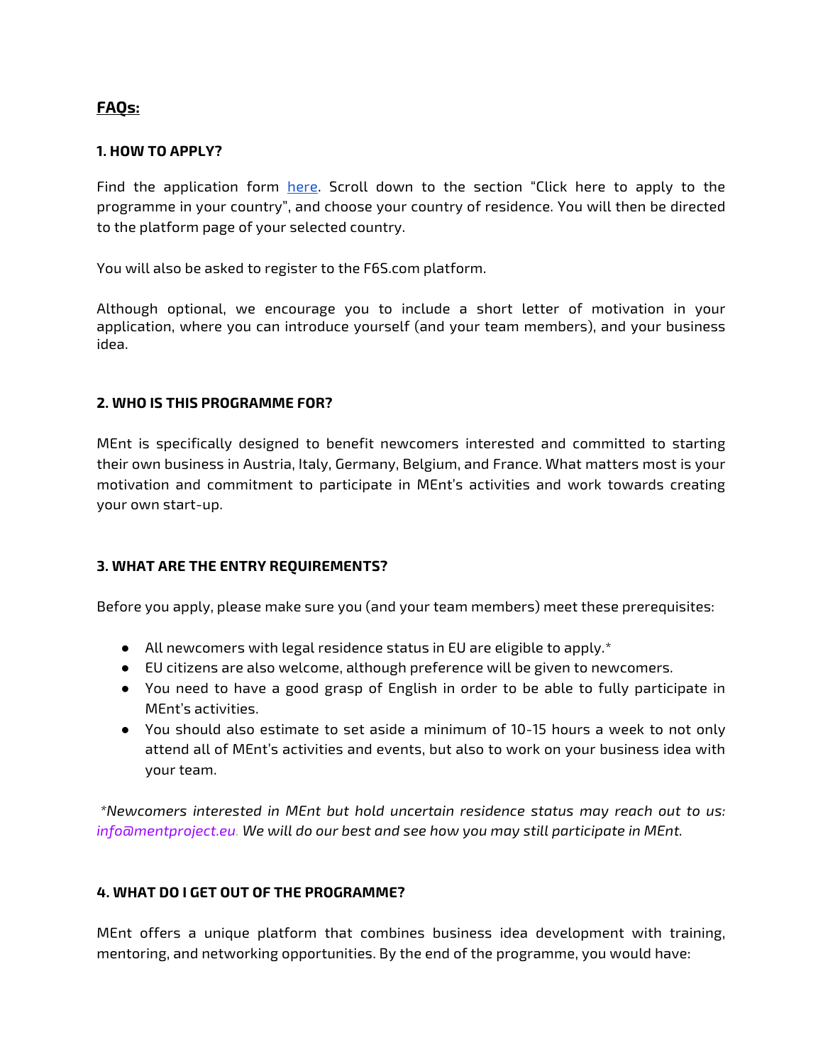## FAQs:

### 1. HOW TO APPLY?

Find the application form [here](). Scroll down to the section "Click here to apply to the programme in your country", and choose your country of residence. You will then be directed to the platform page of your selected country.

You will also be asked to register to the F6S.com platform.

Although optional, we encourage you to include a short letter of motivation in your application, where you can introduce yourself (and your team members), and your business idea.

### 2. WHO IS THIS PROGRAMME FOR?

MEnt is specifically designed to benefit newcomers interested and committed to starting their own business in Austria, Italy, Germany, Belgium, and France. What matters most is your motivation and commitment to participate in MEnt's activities and work towards creating your own start-up.

### 3. WHAT ARE THE ENTRY REQUIREMENTS?

Before you apply, please make sure you (and your team members) meet these prerequisites:

- All newcomers with legal residence status in EU are eligible to apply.*
- EU citizens are also welcome, although preference will be given to newcomers.
- You need to have a good grasp of English in order to be able to fully participate in MEnt's activities.
- You should also estimate to set aside a minimum of 10-15 hours a week to not only attend all of MEnt's activities and events, but also to work on your business idea with your team.

*\*Newcomers interested in MEnt but hold uncertain residence status may reach out to us: info@mentproject.eu. We will do our best and see how you may still participate in MEnt.*

### 4. WHAT DO I GET OUT OF THE PROGRAMME?

MEnt offers a unique platform that combines business idea development with training, mentoring, and networking opportunities. By the end of the programme, you would have: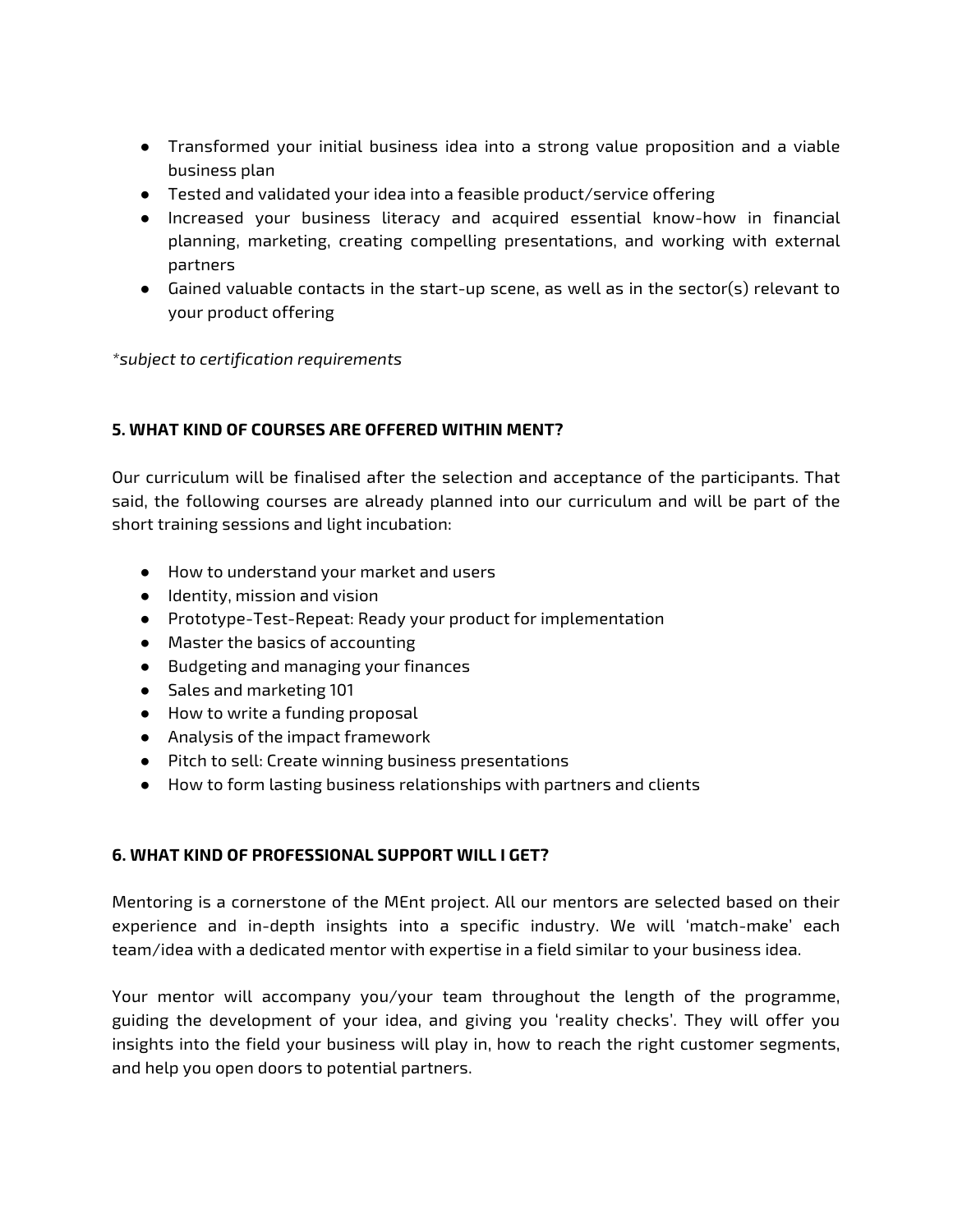- Transformed your initial business idea into a strong value proposition and a viable business plan
- Tested and validated your idea into a feasible product/service offering
- Increased your business literacy and acquired essential know-how in financial planning, marketing, creating compelling presentations, and working with external partners
- Gained valuable contacts in the start-up scene, as well as in the sector(s) relevant to your product offering

*\*subject to certification requirements*

## 5. WHAT KIND OF COURSES ARE OFFERED WITHIN MENT?

Our curriculum will be finalised after the selection and acceptance of the participants. That said, the following courses are already planned into our curriculum and will be part of the short training sessions and light incubation:

- How to understand your market and users
- Identity, mission and vision
- Prototype-Test-Repeat: Ready your product for implementation
- Master the basics of accounting
- Budgeting and managing your finances
- Sales and marketing 101
- How to write a funding proposal
- Analysis of the impact framework
- Pitch to sell: Create winning business presentations
- How to form lasting business relationships with partners and clients

## 6. WHAT KIND OF PROFESSIONAL SUPPORT WILL I GET?

Mentoring is a cornerstone of the MEnt project. All our mentors are selected based on their experience and in-depth insights into a specific industry. We will 'match-make' each team/idea with a dedicated mentor with expertise in a field similar to your business idea.

Your mentor will accompany you/your team throughout the length of the programme, guiding the development of your idea, and giving you 'reality checks'. They will offer you insights into the field your business will play in, how to reach the right customer segments, and help you open doors to potential partners.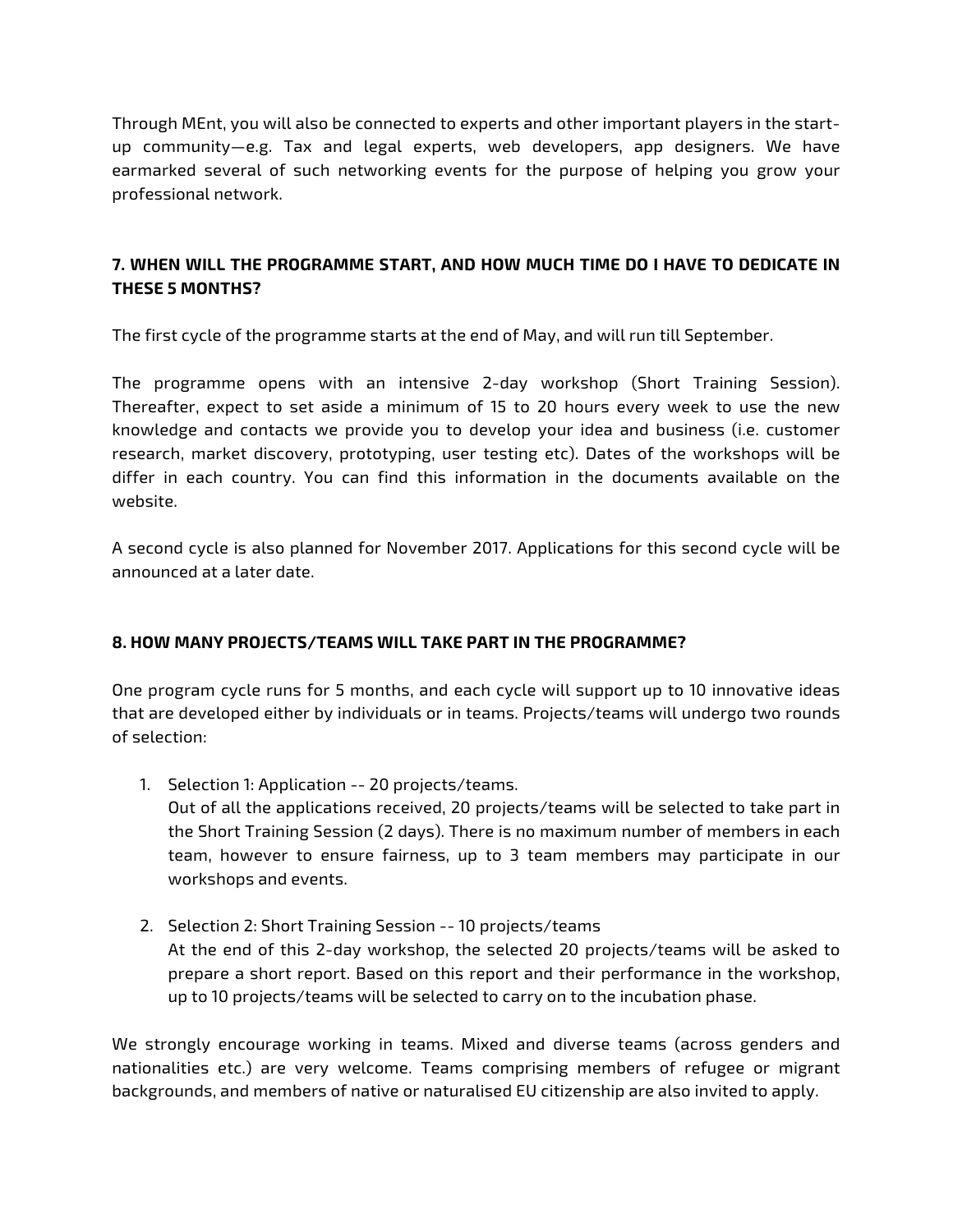Through MEnt, you will also be connected to experts and other important players in the start-up community—e.g. Tax and legal experts, web developers, app designers. We have earmarked several of such networking events for the purpose of helping you grow your professional network.

### 7. WHEN WILL THE PROGRAMME START, AND HOW MUCH TIME DO I HAVE TO DEDICATE IN THESE 5 MONTHS?

The first cycle of the programme starts at the end of May, and will run till September.

The programme opens with an intensive 2-day workshop (Short Training Session). Thereafter, expect to set aside a minimum of 15 to 20 hours every week to use the new knowledge and contacts we provide you to develop your idea and business (i.e. customer research, market discovery, prototyping, user testing etc). Dates of the workshops will be differ in each country. You can find this information in the documents available on the website.

A second cycle is also planned for November 2017. Applications for this second cycle will be announced at a later date.

### 8. HOW MANY PROJECTS/TEAMS WILL TAKE PART IN THE PROGRAMME?

One program cycle runs for 5 months, and each cycle will support up to 10 innovative ideas that are developed either by individuals or in teams. Projects/teams will undergo two rounds of selection:

1. Selection 1: Application -- 20 projects/teams.
   Out of all the applications received, 20 projects/teams will be selected to take part in the Short Training Session (2 days). There is no maximum number of members in each team, however to ensure fairness, up to 3 team members may participate in our workshops and events.

2. Selection 2: Short Training Session -- 10 projects/teams
   At the end of this 2-day workshop, the selected 20 projects/teams will be asked to prepare a short report. Based on this report and their performance in the workshop, up to 10 projects/teams will be selected to carry on to the incubation phase.

We strongly encourage working in teams. Mixed and diverse teams (across genders and nationalities etc.) are very welcome. Teams comprising members of refugee or migrant backgrounds, and members of native or naturalised EU citizenship are also invited to apply.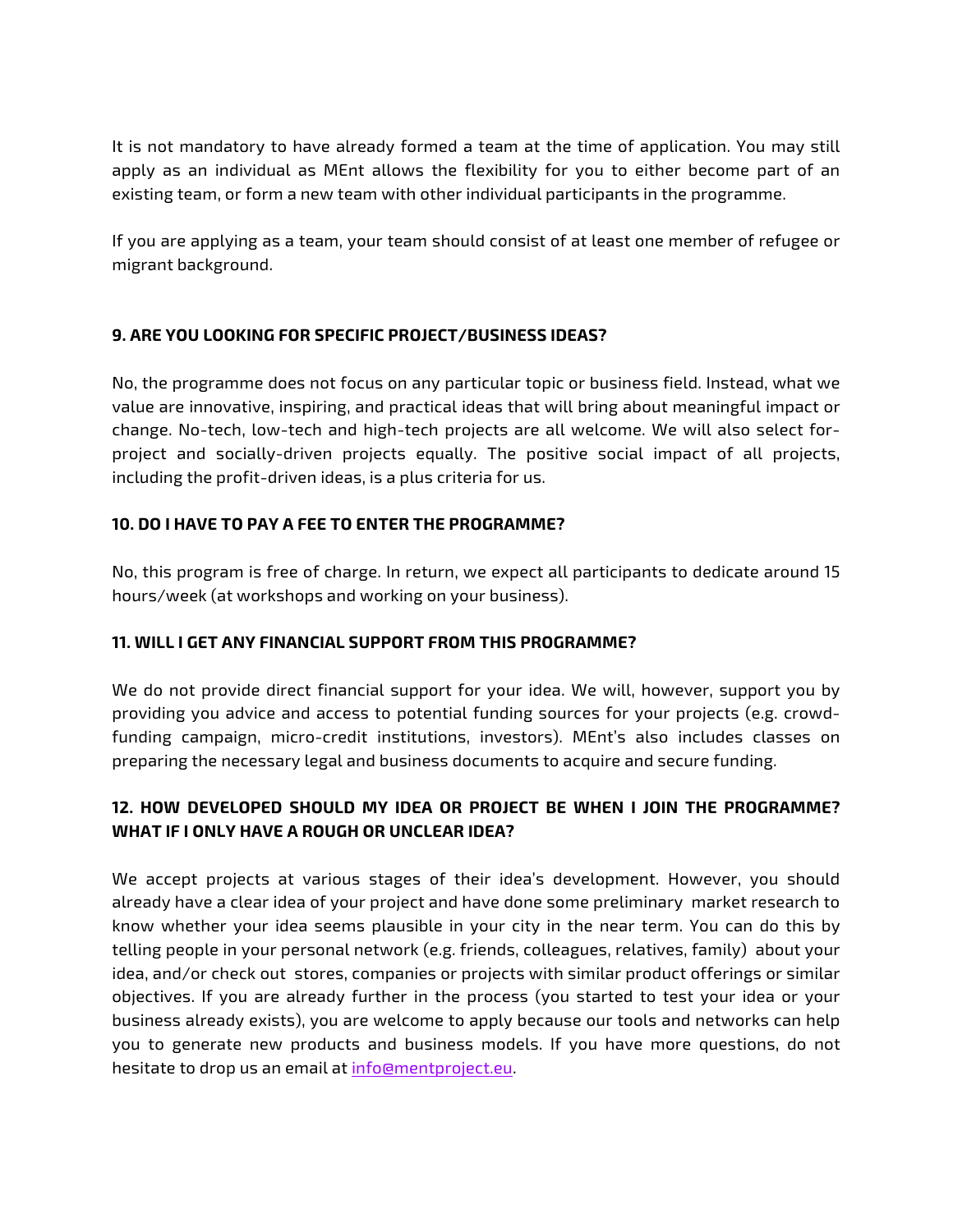It is not mandatory to have already formed a team at the time of application. You may still apply as an individual as MEnt allows the flexibility for you to either become part of an existing team, or form a new team with other individual participants in the programme.

If you are applying as a team, your team should consist of at least one member of refugee or migrant background.

**9. ARE YOU LOOKING FOR SPECIFIC PROJECT/BUSINESS IDEAS?**

No, the programme does not focus on any particular topic or business field. Instead, what we value are innovative, inspiring, and practical ideas that will bring about meaningful impact or change. No-tech, low-tech and high-tech projects are all welcome. We will also select for-project and socially-driven projects equally. The positive social impact of all projects, including the profit-driven ideas, is a plus criteria for us.

**10. DO I HAVE TO PAY A FEE TO ENTER THE PROGRAMME?**

No, this program is free of charge. In return, we expect all participants to dedicate around 15 hours/week (at workshops and working on your business).

**11. WILL I GET ANY FINANCIAL SUPPORT FROM THIS PROGRAMME?**

We do not provide direct financial support for your idea. We will, however, support you by providing you advice and access to potential funding sources for your projects (e.g. crowd-funding campaign, micro-credit institutions, investors). MEnt's also includes classes on preparing the necessary legal and business documents to acquire and secure funding.

**12. HOW DEVELOPED SHOULD MY IDEA OR PROJECT BE WHEN I JOIN THE PROGRAMME? WHAT IF I ONLY HAVE A ROUGH OR UNCLEAR IDEA?**

We accept projects at various stages of their idea's development. However, you should already have a clear idea of your project and have done some preliminary market research to know whether your idea seems plausible in your city in the near term. You can do this by telling people in your personal network (e.g. friends, colleagues, relatives, family) about your idea, and/or check out stores, companies or projects with similar product offerings or similar objectives. If you are already further in the process (you started to test your idea or your business already exists), you are welcome to apply because our tools and networks can help you to generate new products and business models. If you have more questions, do not hesitate to drop us an email at [info@mentproject.eu](mailto:info@mentproject.eu).